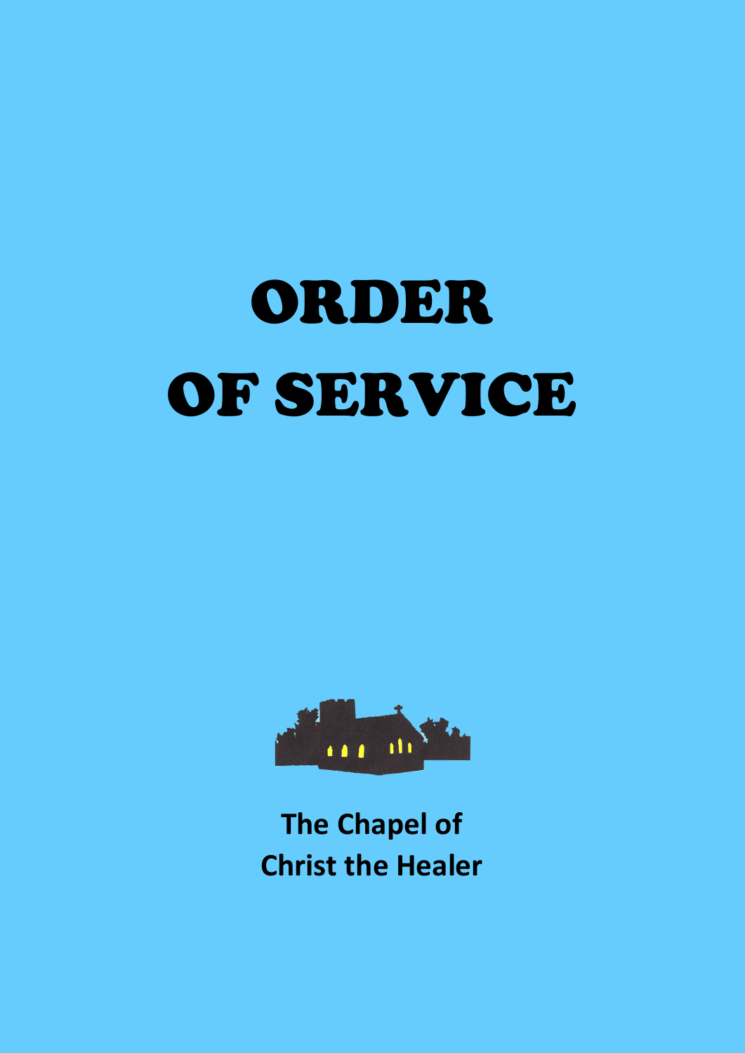# ORDER OF SERVICE

**The Chapel of Christ the Healer**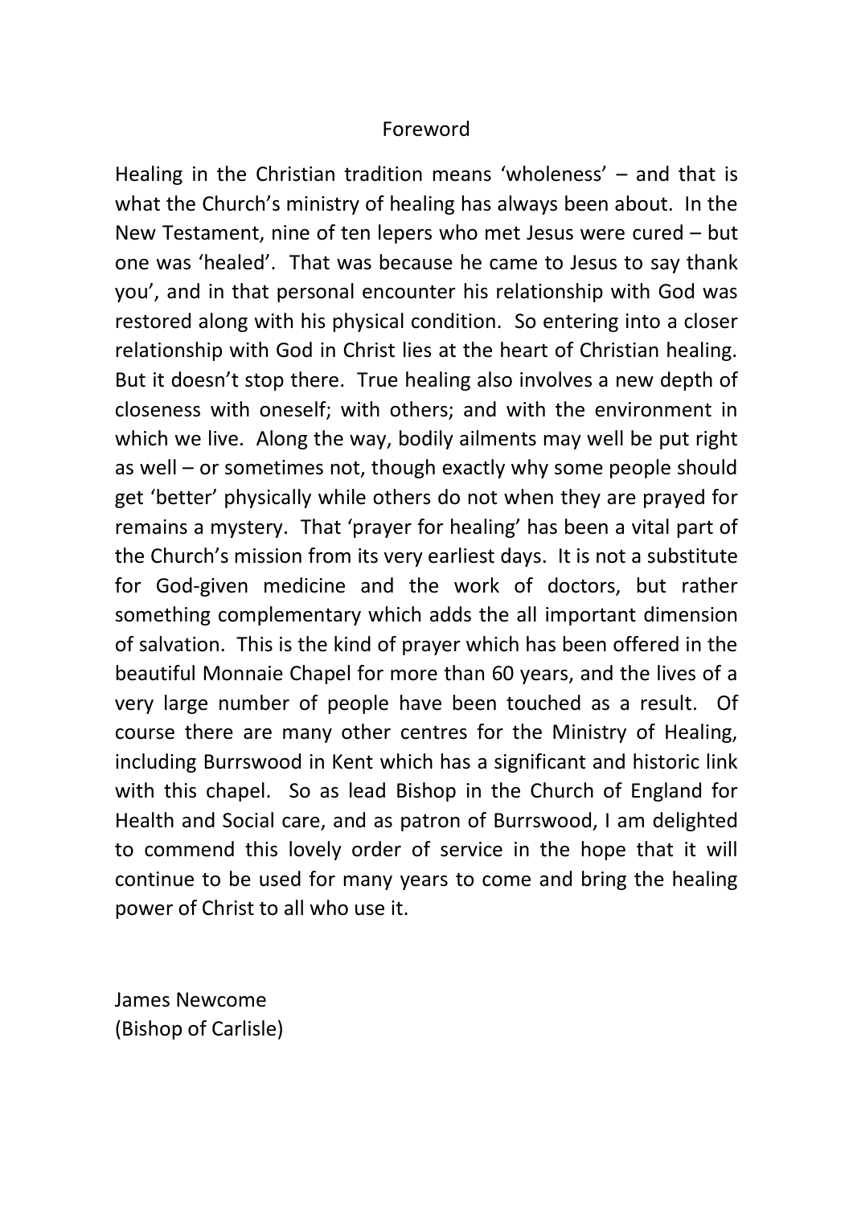# Foreword

Healing in the Christian tradition means 'wholeness' – and that is what the Church's ministry of healing has always been about. In the New Testament, nine of ten lepers who met Jesus were cured – but one was 'healed'. That was because he came to Jesus to say thank you', and in that personal encounter his relationship with God was restored along with his physical condition. So entering into a closer relationship with God in Christ lies at the heart of Christian healing. But it doesn't stop there. True healing also involves a new depth of closeness with oneself; with others; and with the environment in which we live. Along the way, bodily ailments may well be put right as well – or sometimes not, though exactly why some people should get 'better' physically while others do not when they are prayed for remains a mystery. That 'prayer for healing' has been a vital part of the Church's mission from its very earliest days. It is not a substitute for God-given medicine and the work of doctors, but rather something complementary which adds the all important dimension of salvation. This is the kind of prayer which has been offered in the beautiful Monnaie Chapel for more than 60 years, and the lives of a very large number of people have been touched as a result. Of course there are many other centres for the Ministry of Healing, including Burrswood in Kent which has a significant and historic link with this chapel. So as lead Bishop in the Church of England for Health and Social care, and as patron of Burrswood, I am delighted to commend this lovely order of service in the hope that it will continue to be used for many years to come and bring the healing power of Christ to all who use it.

James Newcome
(Bishop of Carlisle)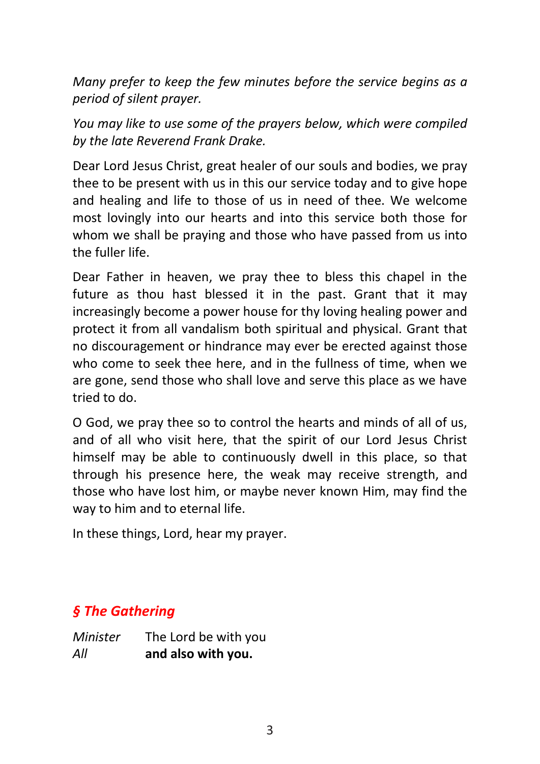*Many prefer to keep the few minutes before the service begins as a period of silent prayer.*

*You may like to use some of the prayers below, which were compiled by the late Reverend Frank Drake.*

Dear Lord Jesus Christ, great healer of our souls and bodies, we pray thee to be present with us in this our service today and to give hope and healing and life to those of us in need of thee. We welcome most lovingly into our hearts and into this service both those for whom we shall be praying and those who have passed from us into the fuller life.

Dear Father in heaven, we pray thee to bless this chapel in the future as thou hast blessed it in the past. Grant that it may increasingly become a power house for thy loving healing power and protect it from all vandalism both spiritual and physical. Grant that no discouragement or hindrance may ever be erected against those who come to seek thee here, and in the fullness of time, when we are gone, send those who shall love and serve this place as we have tried to do.

O God, we pray thee so to control the hearts and minds of all of us, and of all who visit here, that the spirit of our Lord Jesus Christ himself may be able to continuously dwell in this place, so that through his presence here, the weak may receive strength, and those who have lost him, or maybe never known Him, may find the way to him and to eternal life.

In these things, Lord, hear my prayer.

## *§ The Gathering*

*Minister* The Lord be with you
*All* **and also with you.**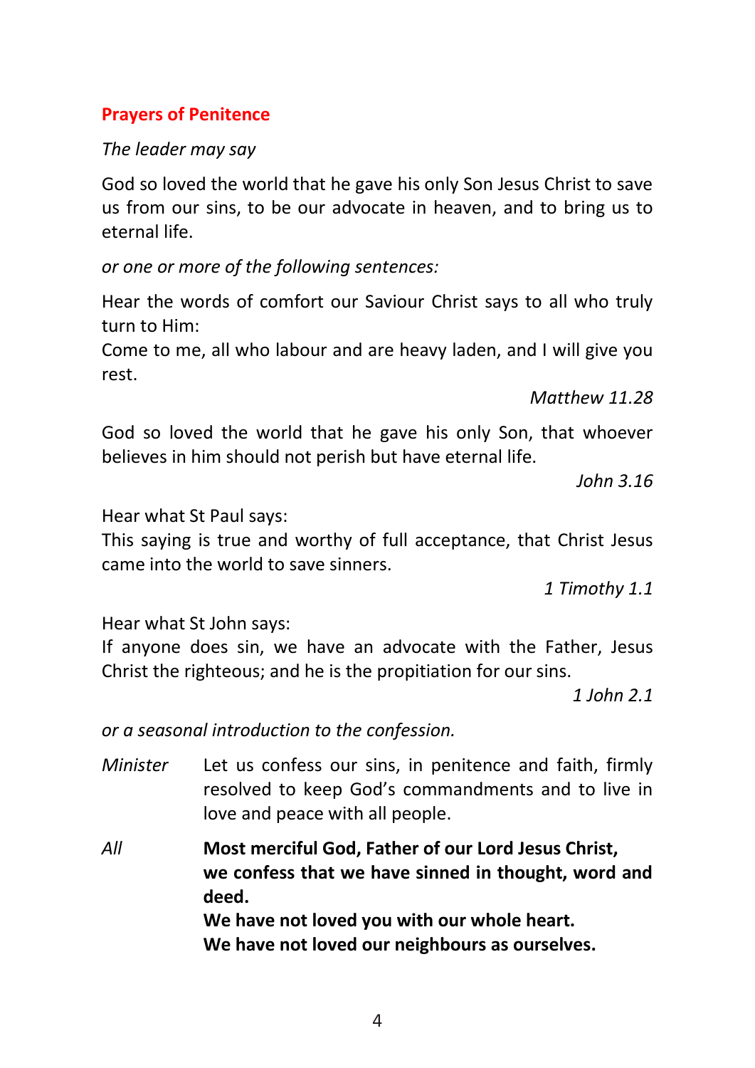## Prayers of Penitence

*The leader may say*

God so loved the world that he gave his only Son Jesus Christ to save us from our sins, to be our advocate in heaven, and to bring us to eternal life.

*or one or more of the following sentences:*

Hear the words of comfort our Saviour Christ says to all who truly turn to Him:
Come to me, all who labour and are heavy laden, and I will give you rest.

*Matthew 11.28*

God so loved the world that he gave his only Son, that whoever believes in him should not perish but have eternal life.

*John 3.16*

Hear what St Paul says:
This saying is true and worthy of full acceptance, that Christ Jesus came into the world to save sinners.

*1 Timothy 1.1*

Hear what St John says:
If anyone does sin, we have an advocate with the Father, Jesus Christ the righteous; and he is the propitiation for our sins.

*1 John 2.1*

*or a seasonal introduction to the confession.*

*Minister* Let us confess our sins, in penitence and faith, firmly resolved to keep God's commandments and to live in love and peace with all people.

*All* **Most merciful God, Father of our Lord Jesus Christ,**
**we confess that we have sinned in thought, word and deed.**
**We have not loved you with our whole heart.**
**We have not loved our neighbours as ourselves.**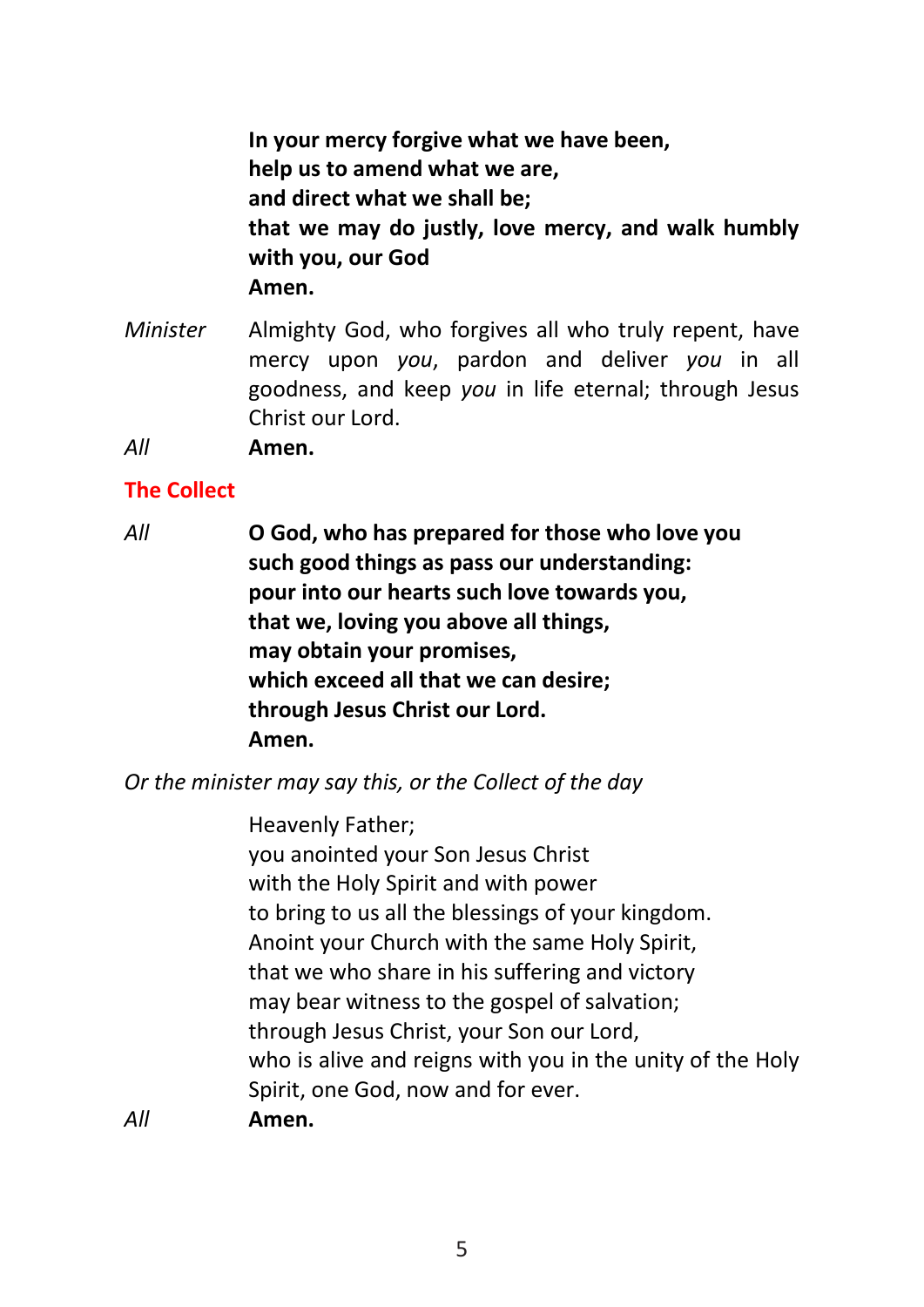**In your mercy forgive what we have been,**
**help us to amend what we are,**
**and direct what we shall be;**
**that we may do justly, love mercy, and walk humbly with you, our God**
**Amen.**

*Minister* Almighty God, who forgives all who truly repent, have mercy upon *you*, pardon and deliver *you* in all goodness, and keep *you* in life eternal; through Jesus Christ our Lord.

*All* **Amen.**

## The Collect

*All* **O God, who has prepared for those who love you**
**such good things as pass our understanding:**
**pour into our hearts such love towards you,**
**that we, loving you above all things,**
**may obtain your promises,**
**which exceed all that we can desire;**
**through Jesus Christ our Lord.**
**Amen.**

*Or the minister may say this, or the Collect of the day*

Heavenly Father;
you anointed your Son Jesus Christ
with the Holy Spirit and with power
to bring to us all the blessings of your kingdom.
Anoint your Church with the same Holy Spirit,
that we who share in his suffering and victory
may bear witness to the gospel of salvation;
through Jesus Christ, your Son our Lord,
who is alive and reigns with you in the unity of the Holy Spirit, one God, now and for ever.

*All* **Amen.**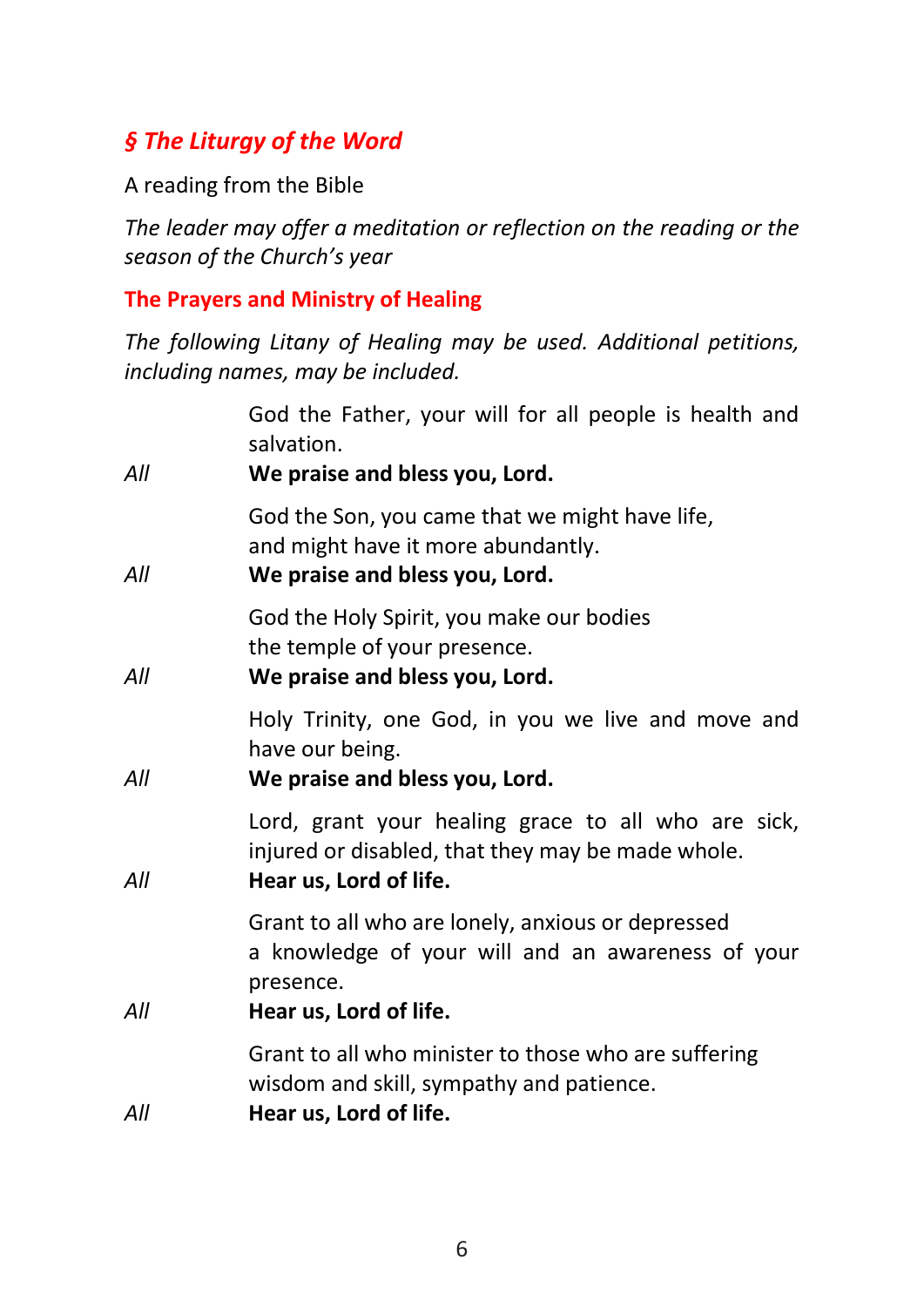## *§ The Liturgy of the Word*

A reading from the Bible

*The leader may offer a meditation or reflection on the reading or the season of the Church's year*

### The Prayers and Ministry of Healing

*The following Litany of Healing may be used. Additional petitions, including names, may be included.*

God the Father, your will for all people is health and salvation.

*All* **We praise and bless you, Lord.**

God the Son, you came that we might have life,
and might have it more abundantly.

*All* **We praise and bless you, Lord.**

God the Holy Spirit, you make our bodies
the temple of your presence.

*All* **We praise and bless you, Lord.**

Holy Trinity, one God, in you we live and move and have our being.

*All* **We praise and bless you, Lord.**

Lord, grant your healing grace to all who are sick, injured or disabled, that they may be made whole.

*All* **Hear us, Lord of life.**

Grant to all who are lonely, anxious or depressed
a knowledge of your will and an awareness of your presence.

*All* **Hear us, Lord of life.**

Grant to all who minister to those who are suffering
wisdom and skill, sympathy and patience.

*All* **Hear us, Lord of life.**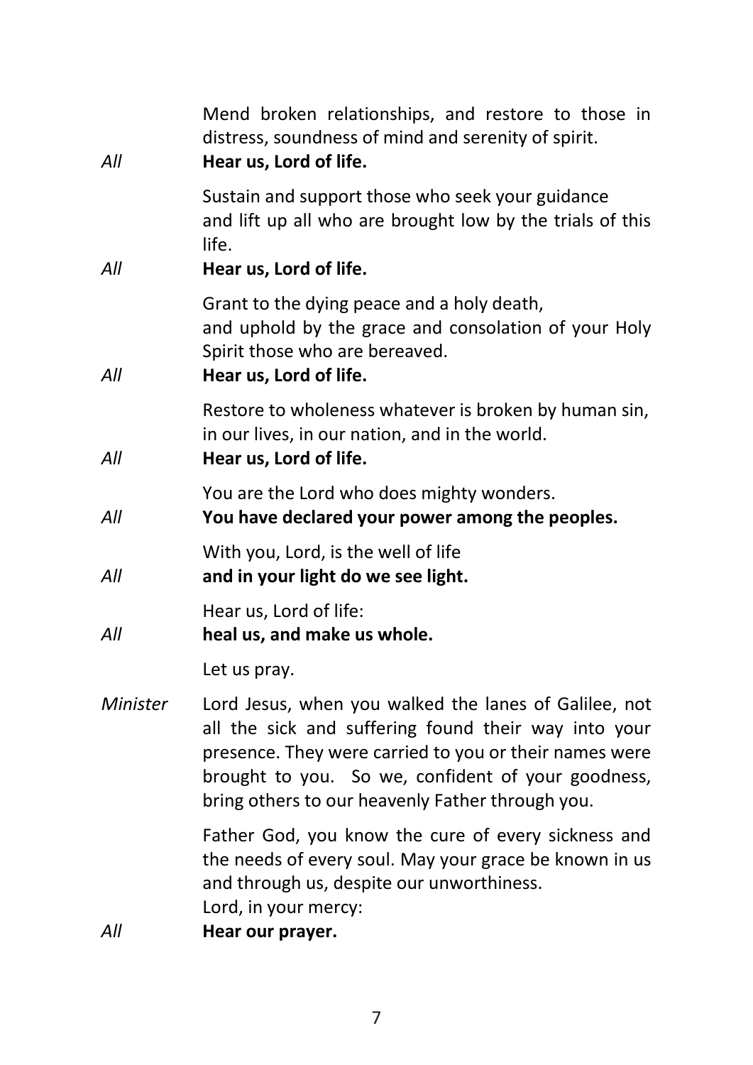Mend broken relationships, and restore to those in distress, soundness of mind and serenity of spirit.

*All* **Hear us, Lord of life.**

Sustain and support those who seek your guidance
and lift up all who are brought low by the trials of this life.

*All* **Hear us, Lord of life.**

Grant to the dying peace and a holy death,
and uphold by the grace and consolation of your Holy Spirit those who are bereaved.

*All* **Hear us, Lord of life.**

Restore to wholeness whatever is broken by human sin,
in our lives, in our nation, and in the world.

*All* **Hear us, Lord of life.**

You are the Lord who does mighty wonders.

*All* **You have declared your power among the peoples.**

With you, Lord, is the well of life

*All* **and in your light do we see light.**

Hear us, Lord of life:

*All* **heal us, and make us whole.**

Let us pray.

*Minister* Lord Jesus, when you walked the lanes of Galilee, not all the sick and suffering found their way into your presence. They were carried to you or their names were brought to you. So we, confident of your goodness, bring others to our heavenly Father through you.

Father God, you know the cure of every sickness and the needs of every soul. May your grace be known in us and through us, despite our unworthiness.
Lord, in your mercy:

*All* **Hear our prayer.**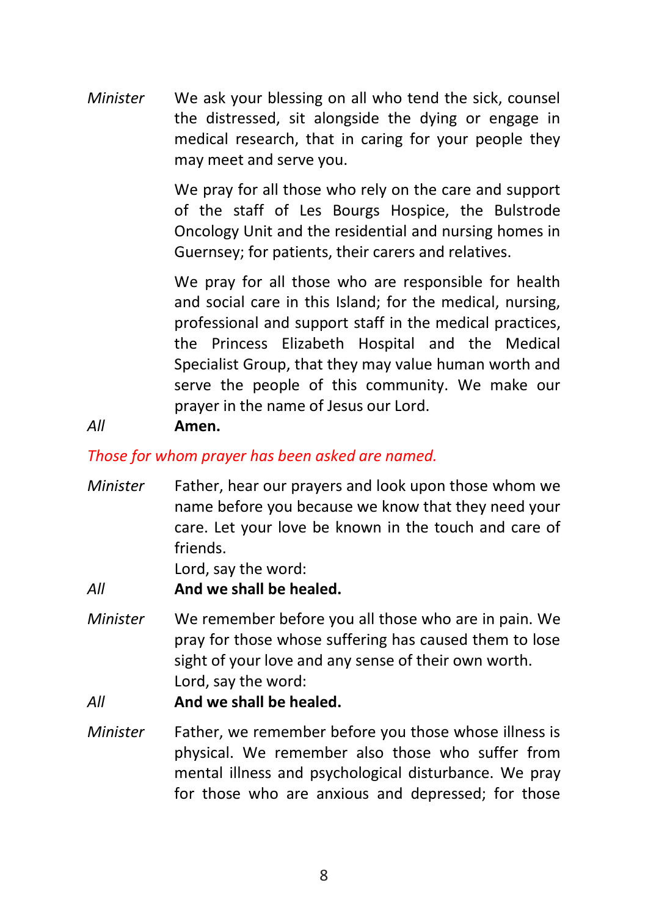*Minister* We ask your blessing on all who tend the sick, counsel the distressed, sit alongside the dying or engage in medical research, that in caring for your people they may meet and serve you.

We pray for all those who rely on the care and support of the staff of Les Bourgs Hospice, the Bulstrode Oncology Unit and the residential and nursing homes in Guernsey; for patients, their carers and relatives.

We pray for all those who are responsible for health and social care in this Island; for the medical, nursing, professional and support staff in the medical practices, the Princess Elizabeth Hospital and the Medical Specialist Group, that they may value human worth and serve the people of this community. We make our prayer in the name of Jesus our Lord.

*All* **Amen.**

*Those for whom prayer has been asked are named.*

*Minister* Father, hear our prayers and look upon those whom we name before you because we know that they need your care. Let your love be known in the touch and care of friends.
Lord, say the word:

*All* **And we shall be healed.**

*Minister* We remember before you all those who are in pain. We pray for those whose suffering has caused them to lose sight of your love and any sense of their own worth.
Lord, say the word:

*All* **And we shall be healed.**

*Minister* Father, we remember before you those whose illness is physical. We remember also those who suffer from mental illness and psychological disturbance. We pray for those who are anxious and depressed; for those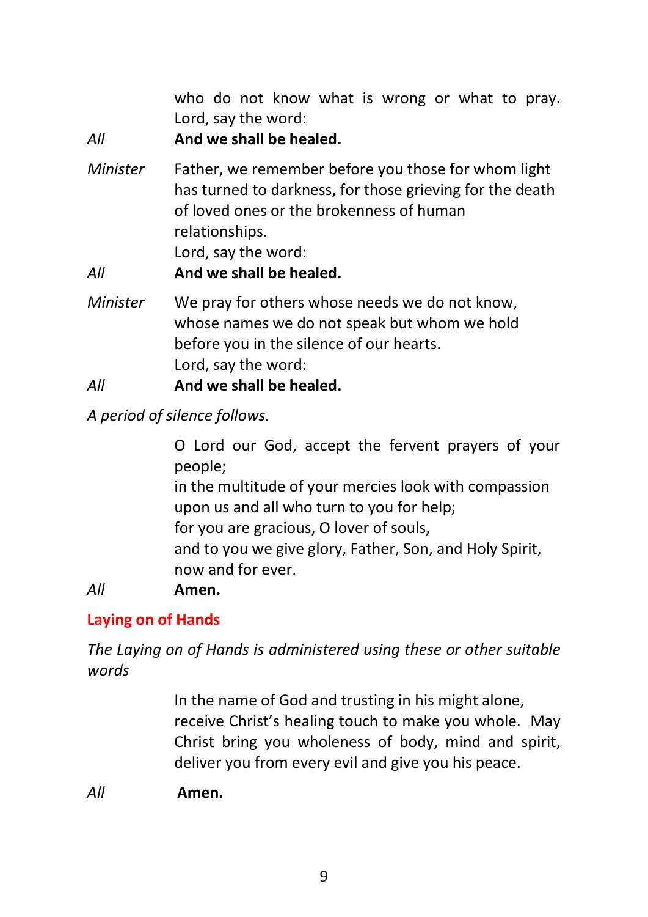who do not know what is wrong or what to pray.
Lord, say the word:

*All* **And we shall be healed.**

*Minister* Father, we remember before you those for whom light has turned to darkness, for those grieving for the death of loved ones or the brokenness of human relationships.
Lord, say the word:

*All* **And we shall be healed.**

*Minister* We pray for others whose needs we do not know, whose names we do not speak but whom we hold before you in the silence of our hearts.
Lord, say the word:

*All* **And we shall be healed.**

*A period of silence follows.*

O Lord our God, accept the fervent prayers of your people;
in the multitude of your mercies look with compassion upon us and all who turn to you for help;
for you are gracious, O lover of souls,
and to you we give glory, Father, Son, and Holy Spirit,
now and for ever.

*All* **Amen.**

## Laying on of Hands

*The Laying on of Hands is administered using these or other suitable words*

In the name of God and trusting in his might alone, receive Christ's healing touch to make you whole. May Christ bring you wholeness of body, mind and spirit, deliver you from every evil and give you his peace.

*All* **Amen.**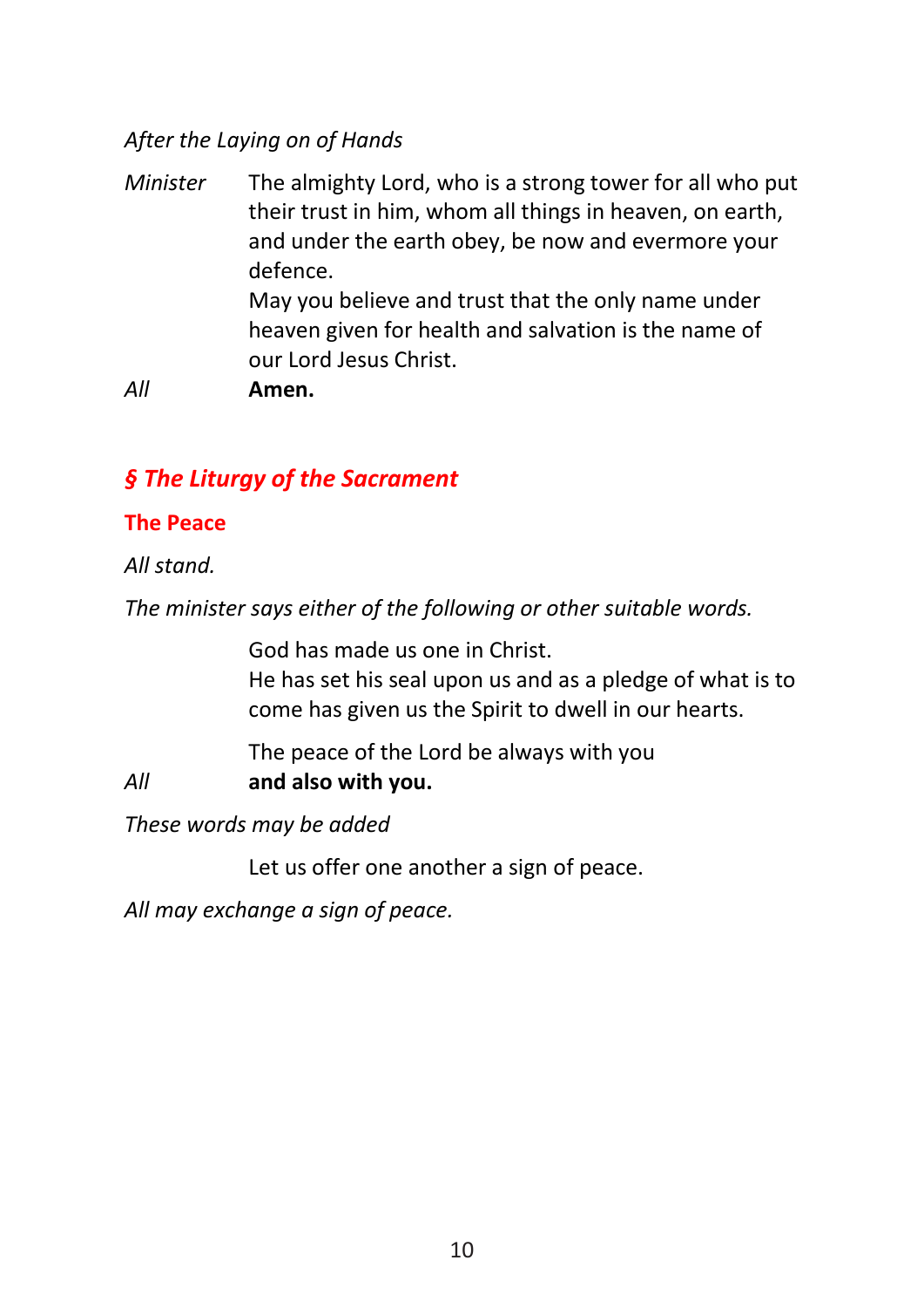*After the Laying on of Hands*

*Minister* The almighty Lord, who is a strong tower for all who put their trust in him, whom all things in heaven, on earth, and under the earth obey, be now and evermore your defence.
May you believe and trust that the only name under heaven given for health and salvation is the name of our Lord Jesus Christ.

*All* **Amen.**

## *§ The Liturgy of the Sacrament*

### The Peace

*All stand.*

*The minister says either of the following or other suitable words.*

God has made us one in Christ.
He has set his seal upon us and as a pledge of what is to come has given us the Spirit to dwell in our hearts.

The peace of the Lord be always with you

*All* **and also with you.**

*These words may be added*

Let us offer one another a sign of peace.

*All may exchange a sign of peace.*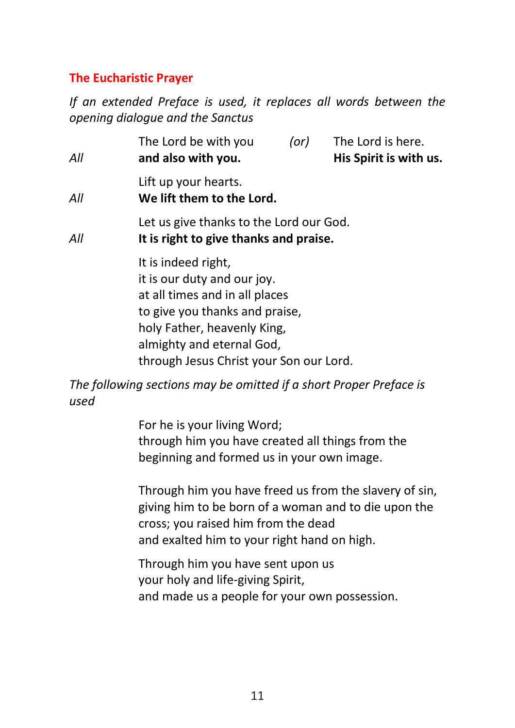## The Eucharistic Prayer

*If an extended Preface is used, it replaces all words between the opening dialogue and the Sanctus*

The Lord be with you *(or)* The Lord is here.
*All* **and also with you.** **His Spirit is with us.**

Lift up your hearts.
*All* **We lift them to the Lord.**

Let us give thanks to the Lord our God.
*All* **It is right to give thanks and praise.**

It is indeed right,
it is our duty and our joy.
at all times and in all places
to give you thanks and praise,
holy Father, heavenly King,
almighty and eternal God,
through Jesus Christ your Son our Lord.

*The following sections may be omitted if a short Proper Preface is used*

For he is your living Word;
through him you have created all things from the beginning and formed us in your own image.

Through him you have freed us from the slavery of sin, giving him to be born of a woman and to die upon the cross; you raised him from the dead
and exalted him to your right hand on high.

Through him you have sent upon us
your holy and life-giving Spirit,
and made us a people for your own possession.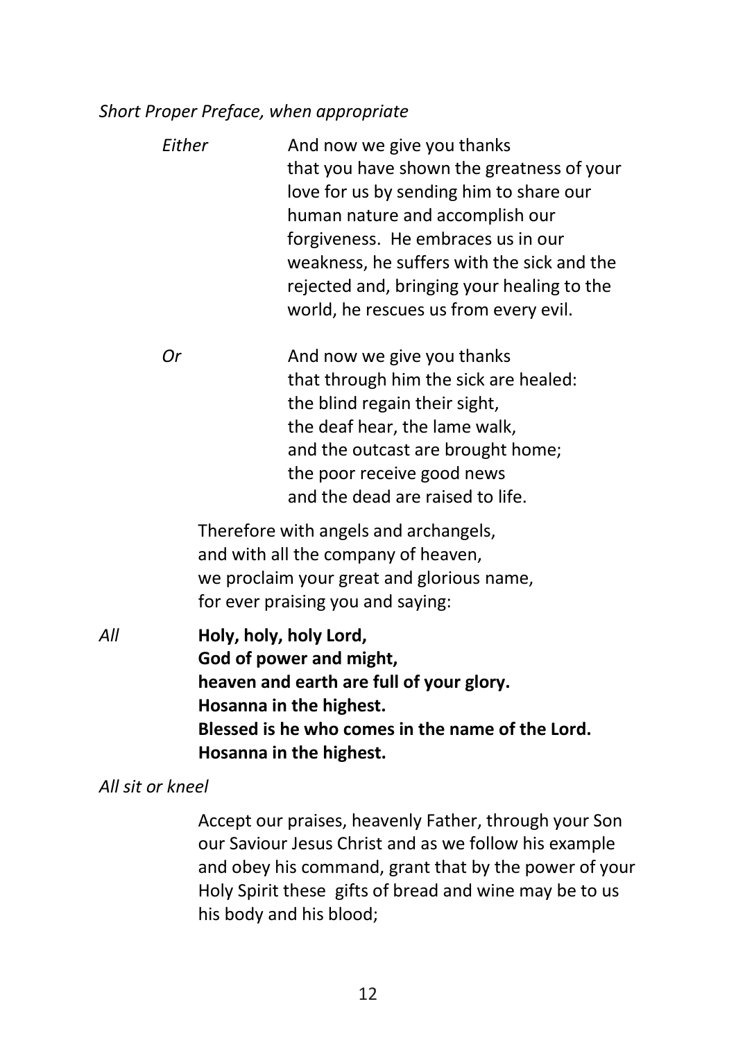*Short Proper Preface, when appropriate*

*Either* And now we give you thanks
that you have shown the greatness of your love for us by sending him to share our human nature and accomplish our forgiveness. He embraces us in our weakness, he suffers with the sick and the rejected and, bringing your healing to the world, he rescues us from every evil.

*Or* And now we give you thanks
that through him the sick are healed:
the blind regain their sight,
the deaf hear, the lame walk,
and the outcast are brought home;
the poor receive good news
and the dead are raised to life.

Therefore with angels and archangels,
and with all the company of heaven,
we proclaim your great and glorious name,
for ever praising you and saying:

*All* **Holy, holy, holy Lord,**
**God of power and might,**
**heaven and earth are full of your glory.**
**Hosanna in the highest.**
**Blessed is he who comes in the name of the Lord.**
**Hosanna in the highest.**

*All sit or kneel*

Accept our praises, heavenly Father, through your Son our Saviour Jesus Christ and as we follow his example and obey his command, grant that by the power of your Holy Spirit these gifts of bread and wine may be to us his body and his blood;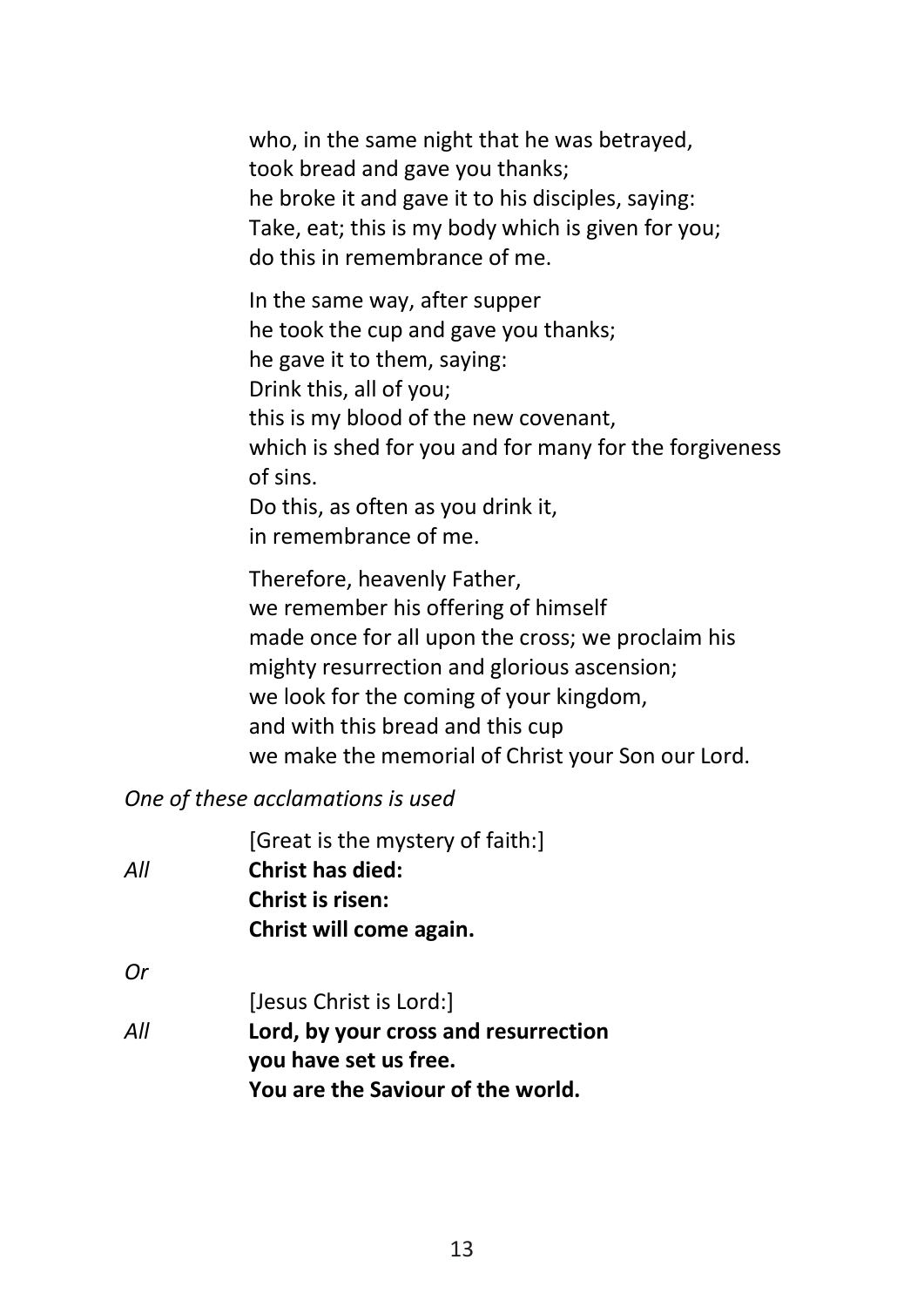who, in the same night that he was betrayed,
took bread and gave you thanks;
he broke it and gave it to his disciples, saying:
Take, eat; this is my body which is given for you;
do this in remembrance of me.

In the same way, after supper
he took the cup and gave you thanks;
he gave it to them, saying:
Drink this, all of you;
this is my blood of the new covenant,
which is shed for you and for many for the forgiveness of sins.
Do this, as often as you drink it,
in remembrance of me.

Therefore, heavenly Father,
we remember his offering of himself
made once for all upon the cross; we proclaim his mighty resurrection and glorious ascension;
we look for the coming of your kingdom,
and with this bread and this cup
we make the memorial of Christ your Son our Lord.

*One of these acclamations is used*

[Great is the mystery of faith:]

*All* **Christ has died:**
**Christ is risen:**
**Christ will come again.**

*Or*

[Jesus Christ is Lord:]

*All* **Lord, by your cross and resurrection**
**you have set us free.**
**You are the Saviour of the world.**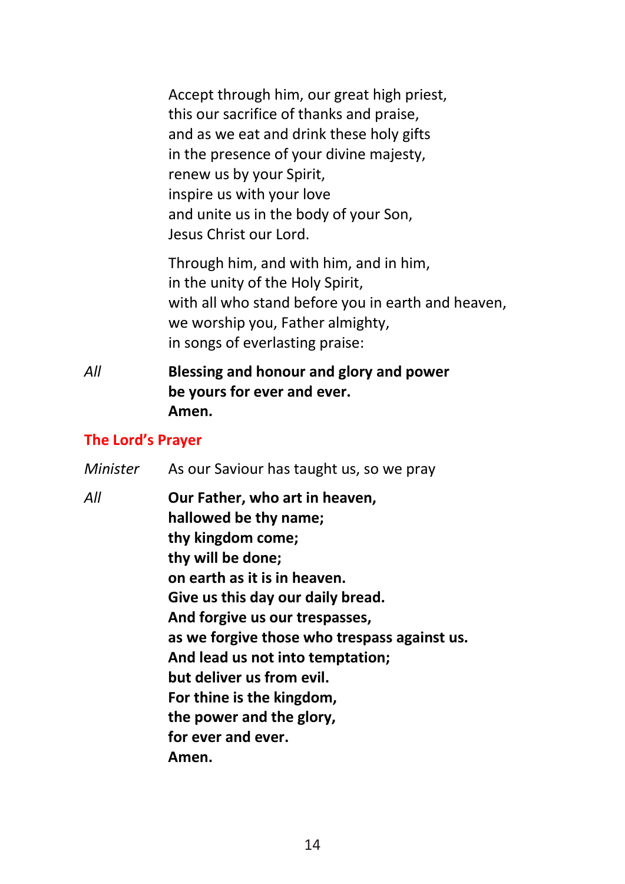Accept through him, our great high priest,
this our sacrifice of thanks and praise,
and as we eat and drink these holy gifts
in the presence of your divine majesty,
renew us by your Spirit,
inspire us with your love
and unite us in the body of your Son,
Jesus Christ our Lord.

Through him, and with him, and in him,
in the unity of the Holy Spirit,
with all who stand before you in earth and heaven,
we worship you, Father almighty,
in songs of everlasting praise:

*All* **Blessing and honour and glory and power**
**be yours for ever and ever.**
**Amen.**

## The Lord's Prayer

*Minister* As our Saviour has taught us, so we pray

*All* **Our Father, who art in heaven,**
**hallowed be thy name;**
**thy kingdom come;**
**thy will be done;**
**on earth as it is in heaven.**
**Give us this day our daily bread.**
**And forgive us our trespasses,**
**as we forgive those who trespass against us.**
**And lead us not into temptation;**
**but deliver us from evil.**
**For thine is the kingdom,**
**the power and the glory,**
**for ever and ever.**
**Amen.**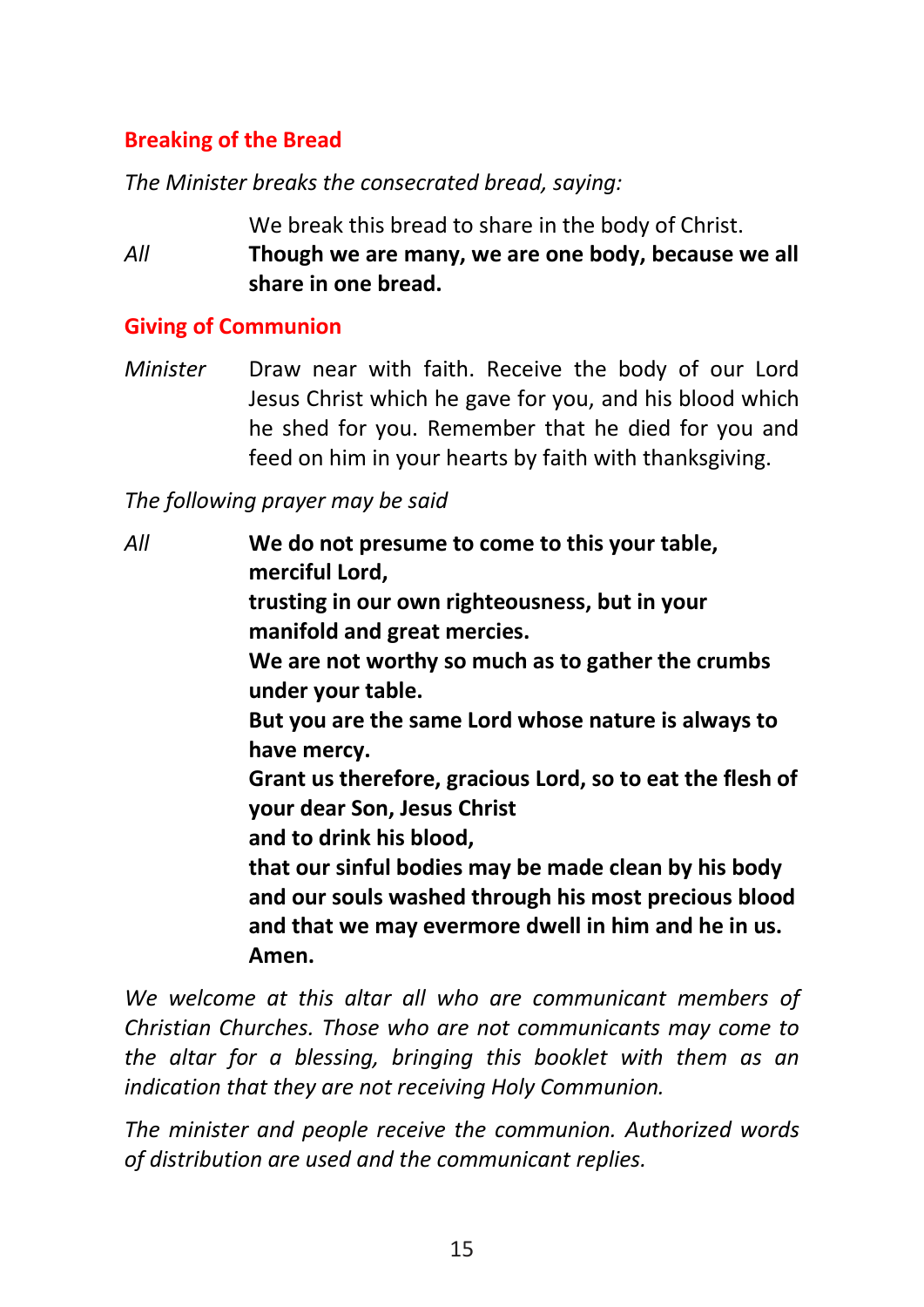## Breaking of the Bread

*The Minister breaks the consecrated bread, saying:*

We break this bread to share in the body of Christ.

*All* **Though we are many, we are one body, because we all share in one bread.**

## Giving of Communion

*Minister* Draw near with faith. Receive the body of our Lord Jesus Christ which he gave for you, and his blood which he shed for you. Remember that he died for you and feed on him in your hearts by faith with thanksgiving.

*The following prayer may be said*

*All* **We do not presume to come to this your table, merciful Lord,**
**trusting in our own righteousness, but in your manifold and great mercies.**
**We are not worthy so much as to gather the crumbs under your table.**
**But you are the same Lord whose nature is always to have mercy.**
**Grant us therefore, gracious Lord, so to eat the flesh of your dear Son, Jesus Christ**
**and to drink his blood,**
**that our sinful bodies may be made clean by his body**
**and our souls washed through his most precious blood**
**and that we may evermore dwell in him and he in us.**
**Amen.**

*We welcome at this altar all who are communicant members of Christian Churches. Those who are not communicants may come to the altar for a blessing, bringing this booklet with them as an indication that they are not receiving Holy Communion.*

*The minister and people receive the communion. Authorized words of distribution are used and the communicant replies.*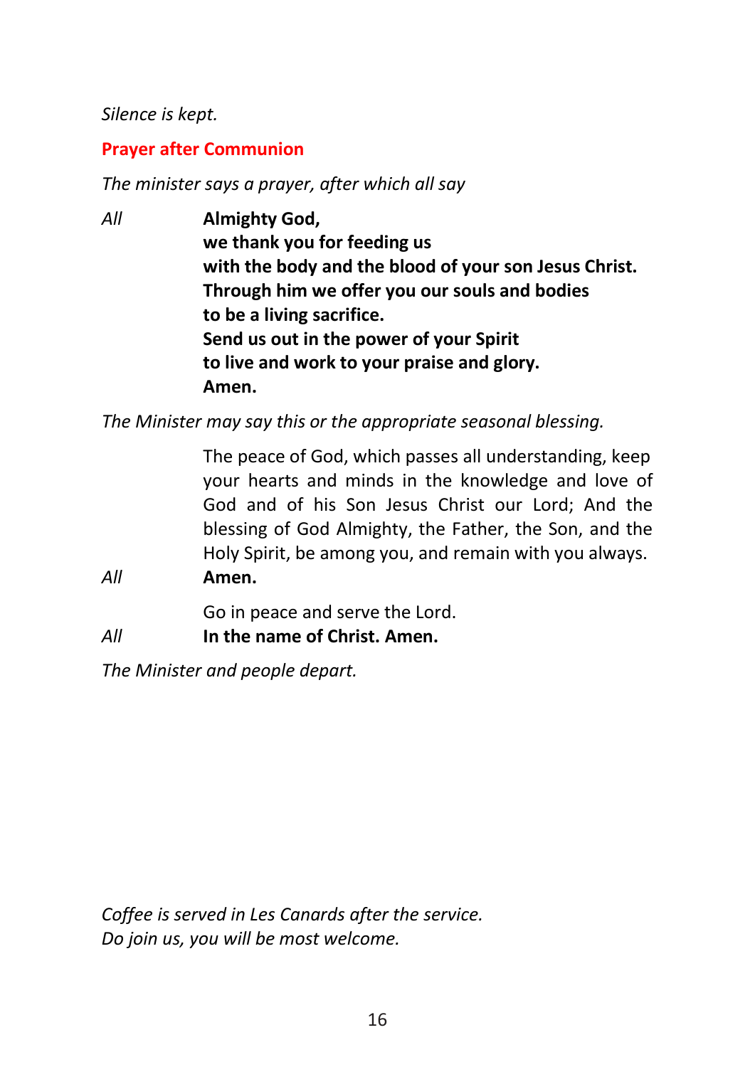*Silence is kept.*

## Prayer after Communion

*The minister says a prayer, after which all say*

*All* **Almighty God,**
**we thank you for feeding us**
**with the body and the blood of your son Jesus Christ.**
**Through him we offer you our souls and bodies**
**to be a living sacrifice.**
**Send us out in the power of your Spirit**
**to live and work to your praise and glory.**
**Amen.**

*The Minister may say this or the appropriate seasonal blessing.*

The peace of God, which passes all understanding, keep your hearts and minds in the knowledge and love of God and of his Son Jesus Christ our Lord; And the blessing of God Almighty, the Father, the Son, and the Holy Spirit, be among you, and remain with you always.

*All* **Amen.**

Go in peace and serve the Lord.

*All* **In the name of Christ. Amen.**

*The Minister and people depart.*

*Coffee is served in Les Canards after the service.*
*Do join us, you will be most welcome.*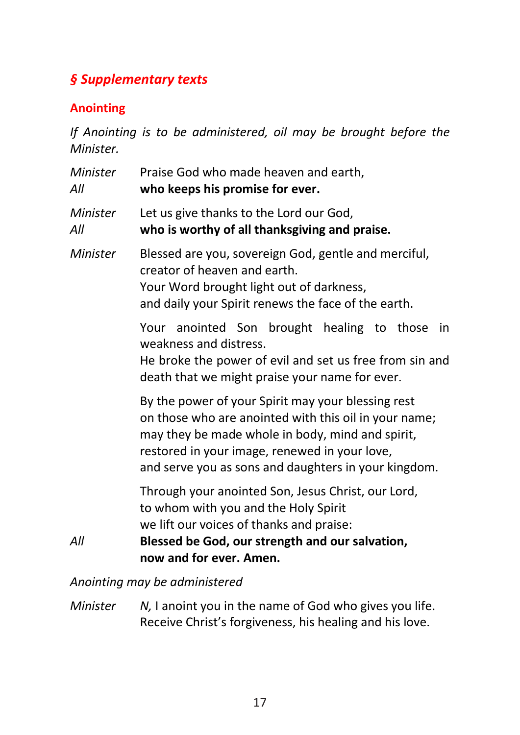## *§ Supplementary texts*

### Anointing

*If Anointing is to be administered, oil may be brought before the Minister.*

*Minister* Praise God who made heaven and earth,
*All* **who keeps his promise for ever.**

*Minister* Let us give thanks to the Lord our God,
*All* **who is worthy of all thanksgiving and praise.**

*Minister* Blessed are you, sovereign God, gentle and merciful,
creator of heaven and earth.
Your Word brought light out of darkness,
and daily your Spirit renews the face of the earth.

Your anointed Son brought healing to those in weakness and distress.
He broke the power of evil and set us free from sin and death that we might praise your name for ever.

By the power of your Spirit may your blessing rest
on those who are anointed with this oil in your name;
may they be made whole in body, mind and spirit,
restored in your image, renewed in your love,
and serve you as sons and daughters in your kingdom.

Through your anointed Son, Jesus Christ, our Lord,
to whom with you and the Holy Spirit
we lift our voices of thanks and praise:

*All* **Blessed be God, our strength and our salvation,
now and for ever. Amen.**

*Anointing may be administered*

*Minister* *N,* I anoint you in the name of God who gives you life.
Receive Christ's forgiveness, his healing and his love.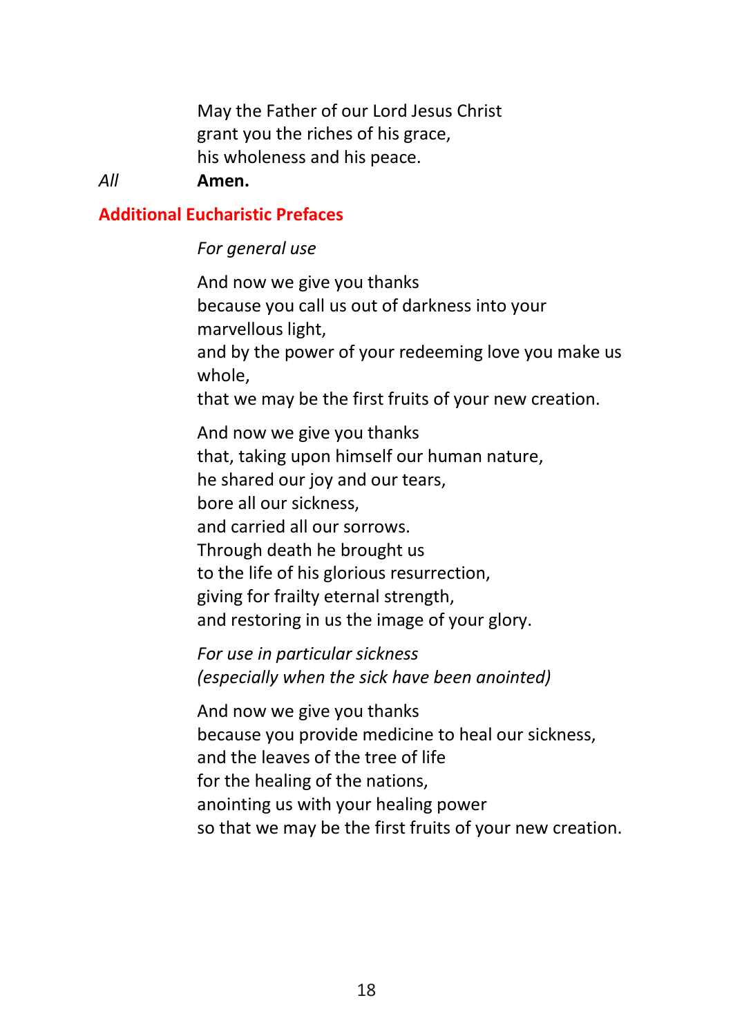May the Father of our Lord Jesus Christ
grant you the riches of his grace,
his wholeness and his peace.

*All* **Amen.**

## Additional Eucharistic Prefaces

*For general use*

And now we give you thanks
because you call us out of darkness into your marvellous light,
and by the power of your redeeming love you make us whole,
that we may be the first fruits of your new creation.

And now we give you thanks
that, taking upon himself our human nature,
he shared our joy and our tears,
bore all our sickness,
and carried all our sorrows.
Through death he brought us
to the life of his glorious resurrection,
giving for frailty eternal strength,
and restoring in us the image of your glory.

*For use in particular sickness*
*(especially when the sick have been anointed)*

And now we give you thanks
because you provide medicine to heal our sickness,
and the leaves of the tree of life
for the healing of the nations,
anointing us with your healing power
so that we may be the first fruits of your new creation.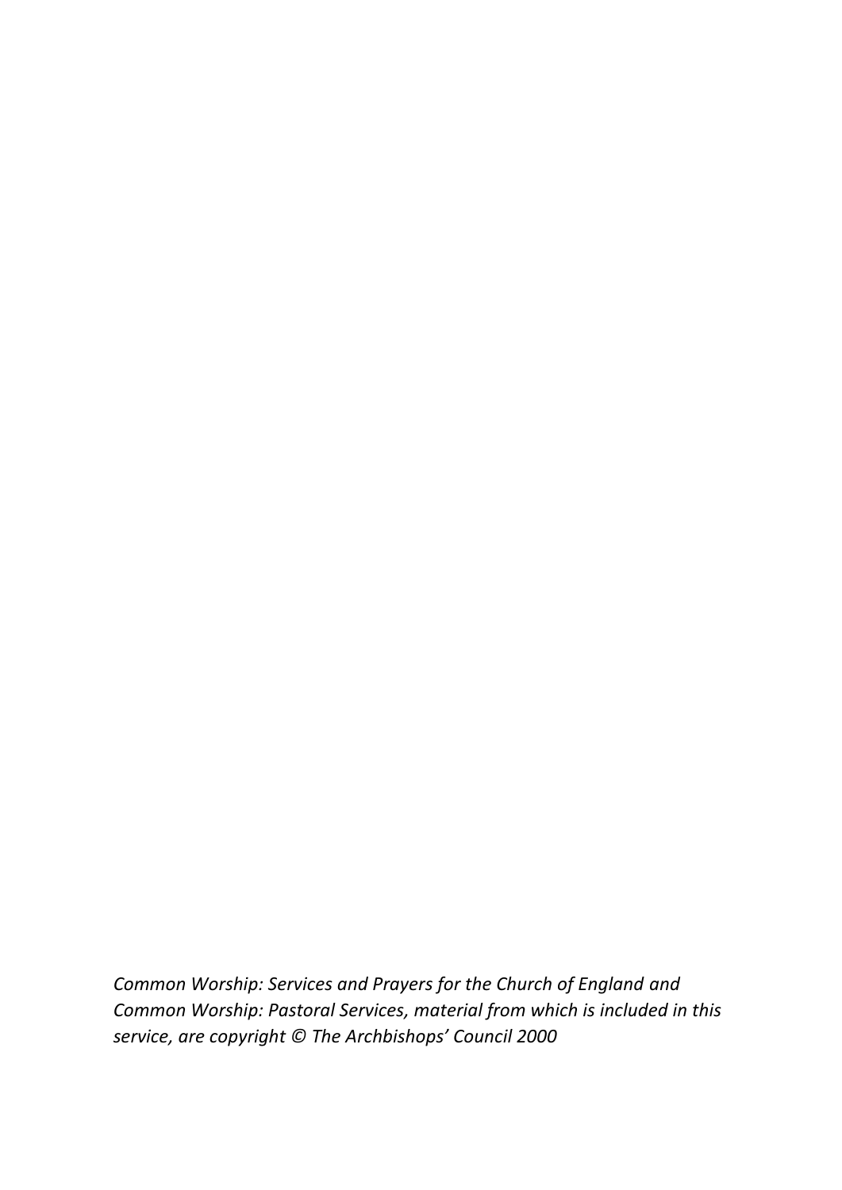*Common Worship: Services and Prayers for the Church of England and Common Worship: Pastoral Services, material from which is included in this service, are copyright © The Archbishops' Council 2000*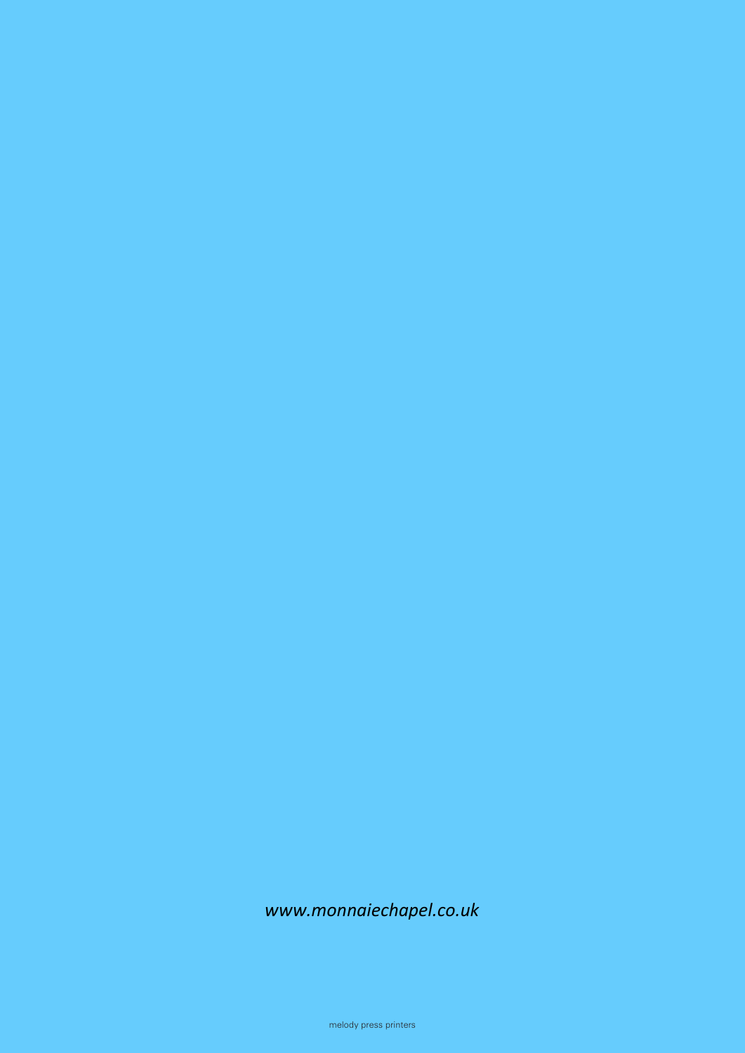*www.monnaiechapel.co.uk*

melody press printers